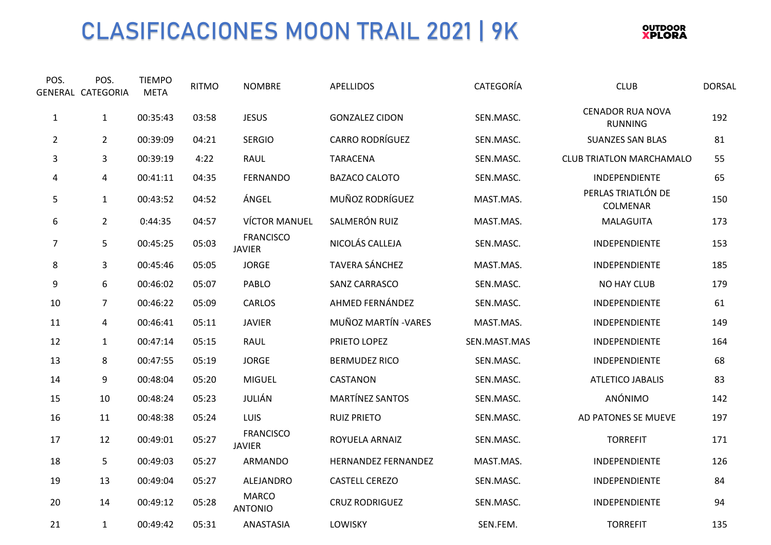# CLASIFICACIONES MOON TRAIL 2021 | 9K

OUTDOOR XPLORA

| POS. GENERAL | POS. CATEGORIA | TIEMPO META | RITMO | NOMBRE | APELLIDOS | CATEGORÍA | CLUB | DORSAL |
|---|---|---|---|---|---|---|---|---|
| 1 | 1 | 00:35:43 | 03:58 | JESUS | GONZALEZ CIDON | SEN.MASC. | CENADOR RUA NOVA RUNNING | 192 |
| 2 | 2 | 00:39:09 | 04:21 | SERGIO | CARRO RODRÍGUEZ | SEN.MASC. | SUANZES SAN BLAS | 81 |
| 3 | 3 | 00:39:19 | 4:22 | RAUL | TARACENA | SEN.MASC. | CLUB TRIATLON MARCHAMALO | 55 |
| 4 | 4 | 00:41:11 | 04:35 | FERNANDO | BAZACO CALOTO | SEN.MASC. | INDEPENDIENTE | 65 |
| 5 | 1 | 00:43:52 | 04:52 | ÁNGEL | MUÑOZ RODRÍGUEZ | MAST.MAS. | PERLAS TRIATLÓN DE COLMENAR | 150 |
| 6 | 2 | 0:44:35 | 04:57 | VÍCTOR MANUEL | SALMERÓN RUIZ | MAST.MAS. | MALAGUITA | 173 |
| 7 | 5 | 00:45:25 | 05:03 | FRANCISCO JAVIER | NICOLÁS CALLEJA | SEN.MASC. | INDEPENDIENTE | 153 |
| 8 | 3 | 00:45:46 | 05:05 | JORGE | TAVERA SÁNCHEZ | MAST.MAS. | INDEPENDIENTE | 185 |
| 9 | 6 | 00:46:02 | 05:07 | PABLO | SANZ CARRASCO | SEN.MASC. | NO HAY CLUB | 179 |
| 10 | 7 | 00:46:22 | 05:09 | CARLOS | AHMED FERNÁNDEZ | SEN.MASC. | INDEPENDIENTE | 61 |
| 11 | 4 | 00:46:41 | 05:11 | JAVIER | MUÑOZ MARTÍN -VARES | MAST.MAS. | INDEPENDIENTE | 149 |
| 12 | 1 | 00:47:14 | 05:15 | RAUL | PRIETO LOPEZ | SEN.MAST.MAS | INDEPENDIENTE | 164 |
| 13 | 8 | 00:47:55 | 05:19 | JORGE | BERMUDEZ RICO | SEN.MASC. | INDEPENDIENTE | 68 |
| 14 | 9 | 00:48:04 | 05:20 | MIGUEL | CASTANON | SEN.MASC. | ATLETICO JABALIS | 83 |
| 15 | 10 | 00:48:24 | 05:23 | JULIÁN | MARTÍNEZ SANTOS | SEN.MASC. | ANÓNIMO | 142 |
| 16 | 11 | 00:48:38 | 05:24 | LUIS | RUIZ PRIETO | SEN.MASC. | AD PATONES SE MUEVE | 197 |
| 17 | 12 | 00:49:01 | 05:27 | FRANCISCO JAVIER | ROYUELA ARNAIZ | SEN.MASC. | TORREFIT | 171 |
| 18 | 5 | 00:49:03 | 05:27 | ARMANDO | HERNANDEZ FERNANDEZ | MAST.MAS. | INDEPENDIENTE | 126 |
| 19 | 13 | 00:49:04 | 05:27 | ALEJANDRO | CASTELL CEREZO | SEN.MASC. | INDEPENDIENTE | 84 |
| 20 | 14 | 00:49:12 | 05:28 | MARCO ANTONIO | CRUZ RODRIGUEZ | SEN.MASC. | INDEPENDIENTE | 94 |
| 21 | 1 | 00:49:42 | 05:31 | ANASTASIA | LOWISKY | SEN.FEM. | TORREFIT | 135 |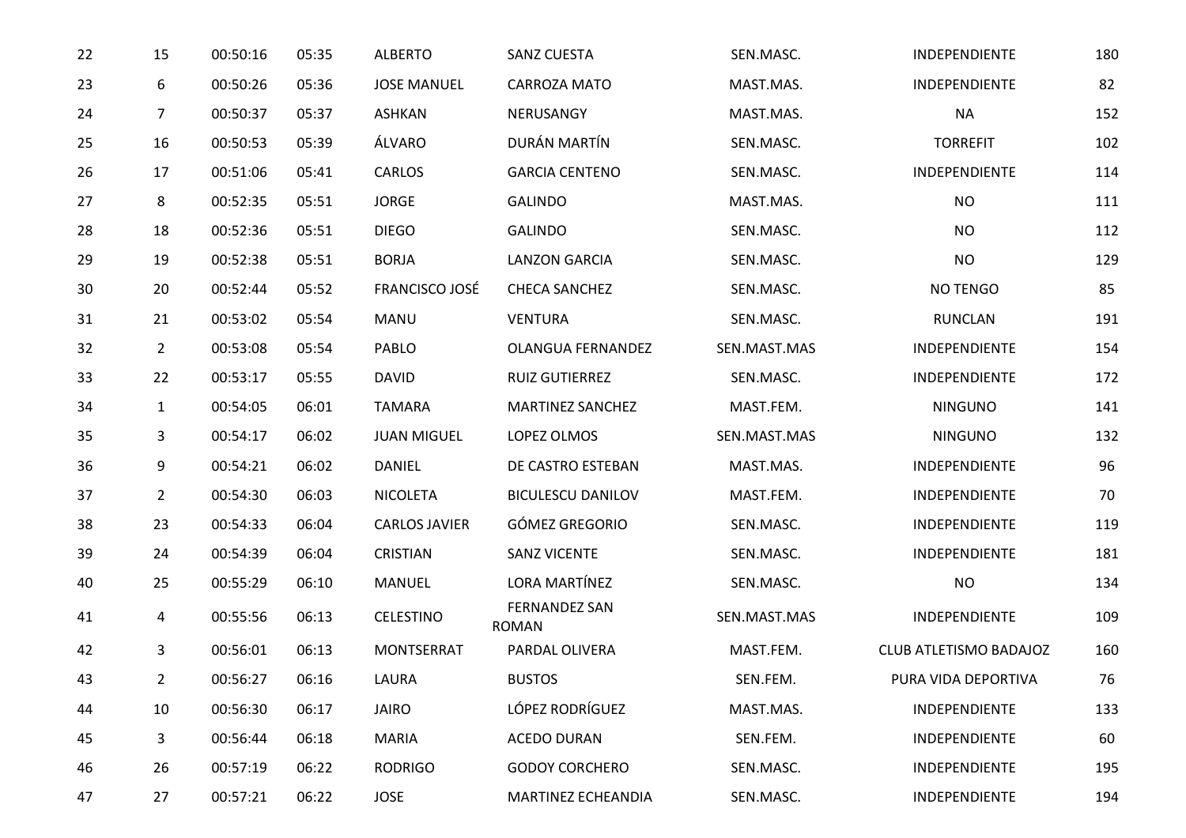| | | | | | | | | |
|---|---|---|---|---|---|---|---|---|
| 22 | 15 | 00:50:16 | 05:35 | ALBERTO | SANZ CUESTA | SEN.MASC. | INDEPENDIENTE | 180 |
| 23 | 6 | 00:50:26 | 05:36 | JOSE MANUEL | CARROZA MATO | MAST.MAS. | INDEPENDIENTE | 82 |
| 24 | 7 | 00:50:37 | 05:37 | ASHKAN | NERUSANGY | MAST.MAS. | NA | 152 |
| 25 | 16 | 00:50:53 | 05:39 | ÁLVARO | DURÁN MARTÍN | SEN.MASC. | TORREFIT | 102 |
| 26 | 17 | 00:51:06 | 05:41 | CARLOS | GARCIA CENTENO | SEN.MASC. | INDEPENDIENTE | 114 |
| 27 | 8 | 00:52:35 | 05:51 | JORGE | GALINDO | MAST.MAS. | NO | 111 |
| 28 | 18 | 00:52:36 | 05:51 | DIEGO | GALINDO | SEN.MASC. | NO | 112 |
| 29 | 19 | 00:52:38 | 05:51 | BORJA | LANZON GARCIA | SEN.MASC. | NO | 129 |
| 30 | 20 | 00:52:44 | 05:52 | FRANCISCO JOSÉ | CHECA SANCHEZ | SEN.MASC. | NO TENGO | 85 |
| 31 | 21 | 00:53:02 | 05:54 | MANU | VENTURA | SEN.MASC. | RUNCLAN | 191 |
| 32 | 2 | 00:53:08 | 05:54 | PABLO | OLANGUA FERNANDEZ | SEN.MAST.MAS | INDEPENDIENTE | 154 |
| 33 | 22 | 00:53:17 | 05:55 | DAVID | RUIZ GUTIERREZ | SEN.MASC. | INDEPENDIENTE | 172 |
| 34 | 1 | 00:54:05 | 06:01 | TAMARA | MARTINEZ SANCHEZ | MAST.FEM. | NINGUNO | 141 |
| 35 | 3 | 00:54:17 | 06:02 | JUAN MIGUEL | LOPEZ OLMOS | SEN.MAST.MAS | NINGUNO | 132 |
| 36 | 9 | 00:54:21 | 06:02 | DANIEL | DE CASTRO ESTEBAN | MAST.MAS. | INDEPENDIENTE | 96 |
| 37 | 2 | 00:54:30 | 06:03 | NICOLETA | BICULESCU DANILOV | MAST.FEM. | INDEPENDIENTE | 70 |
| 38 | 23 | 00:54:33 | 06:04 | CARLOS JAVIER | GÓMEZ GREGORIO | SEN.MASC. | INDEPENDIENTE | 119 |
| 39 | 24 | 00:54:39 | 06:04 | CRISTIAN | SANZ VICENTE | SEN.MASC. | INDEPENDIENTE | 181 |
| 40 | 25 | 00:55:29 | 06:10 | MANUEL | LORA MARTÍNEZ | SEN.MASC. | NO | 134 |
| 41 | 4 | 00:55:56 | 06:13 | CELESTINO | FERNANDEZ SAN ROMAN | SEN.MAST.MAS | INDEPENDIENTE | 109 |
| 42 | 3 | 00:56:01 | 06:13 | MONTSERRAT | PARDAL OLIVERA | MAST.FEM. | CLUB ATLETISMO BADAJOZ | 160 |
| 43 | 2 | 00:56:27 | 06:16 | LAURA | BUSTOS | SEN.FEM. | PURA VIDA DEPORTIVA | 76 |
| 44 | 10 | 00:56:30 | 06:17 | JAIRO | LÓPEZ RODRÍGUEZ | MAST.MAS. | INDEPENDIENTE | 133 |
| 45 | 3 | 00:56:44 | 06:18 | MARIA | ACEDO DURAN | SEN.FEM. | INDEPENDIENTE | 60 |
| 46 | 26 | 00:57:19 | 06:22 | RODRIGO | GODOY CORCHERO | SEN.MASC. | INDEPENDIENTE | 195 |
| 47 | 27 | 00:57:21 | 06:22 | JOSE | MARTINEZ ECHEANDIA | SEN.MASC. | INDEPENDIENTE | 194 |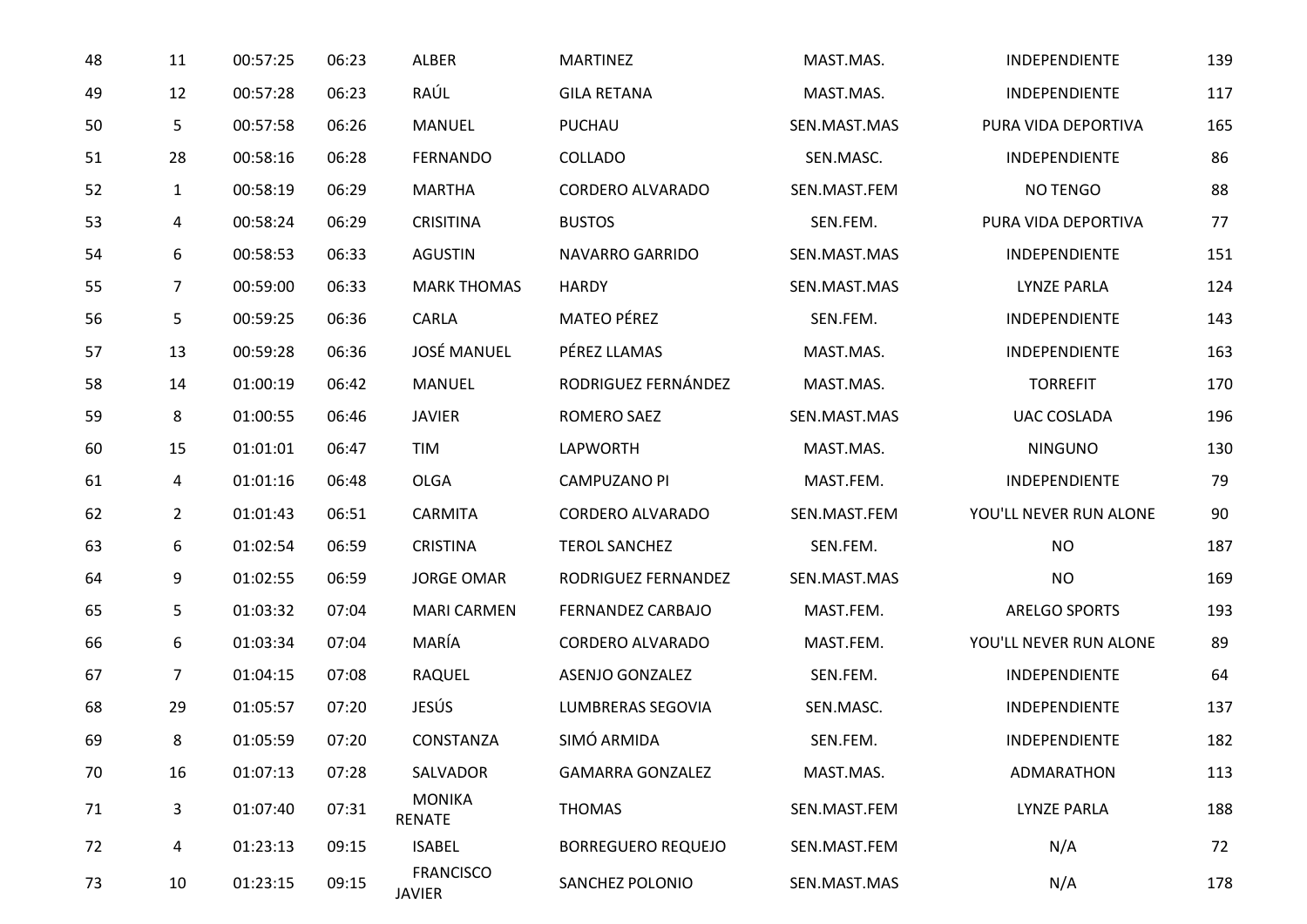| | | | | | | | | |
|---|---|---|---|---|---|---|---|---|
| 48 | 11 | 00:57:25 | 06:23 | ALBER | MARTINEZ | MAST.MAS. | INDEPENDIENTE | 139 |
| 49 | 12 | 00:57:28 | 06:23 | RAÚL | GILA RETANA | MAST.MAS. | INDEPENDIENTE | 117 |
| 50 | 5 | 00:57:58 | 06:26 | MANUEL | PUCHAU | SEN.MAST.MAS | PURA VIDA DEPORTIVA | 165 |
| 51 | 28 | 00:58:16 | 06:28 | FERNANDO | COLLADO | SEN.MASC. | INDEPENDIENTE | 86 |
| 52 | 1 | 00:58:19 | 06:29 | MARTHA | CORDERO ALVARADO | SEN.MAST.FEM | NO TENGO | 88 |
| 53 | 4 | 00:58:24 | 06:29 | CRISITINA | BUSTOS | SEN.FEM. | PURA VIDA DEPORTIVA | 77 |
| 54 | 6 | 00:58:53 | 06:33 | AGUSTIN | NAVARRO GARRIDO | SEN.MAST.MAS | INDEPENDIENTE | 151 |
| 55 | 7 | 00:59:00 | 06:33 | MARK THOMAS | HARDY | SEN.MAST.MAS | LYNZE PARLA | 124 |
| 56 | 5 | 00:59:25 | 06:36 | CARLA | MATEO PÉREZ | SEN.FEM. | INDEPENDIENTE | 143 |
| 57 | 13 | 00:59:28 | 06:36 | JOSÉ MANUEL | PÉREZ LLAMAS | MAST.MAS. | INDEPENDIENTE | 163 |
| 58 | 14 | 01:00:19 | 06:42 | MANUEL | RODRIGUEZ FERNÁNDEZ | MAST.MAS. | TORREFIT | 170 |
| 59 | 8 | 01:00:55 | 06:46 | JAVIER | ROMERO SAEZ | SEN.MAST.MAS | UAC COSLADA | 196 |
| 60 | 15 | 01:01:01 | 06:47 | TIM | LAPWORTH | MAST.MAS. | NINGUNO | 130 |
| 61 | 4 | 01:01:16 | 06:48 | OLGA | CAMPUZANO PI | MAST.FEM. | INDEPENDIENTE | 79 |
| 62 | 2 | 01:01:43 | 06:51 | CARMITA | CORDERO ALVARADO | SEN.MAST.FEM | YOU'LL NEVER RUN ALONE | 90 |
| 63 | 6 | 01:02:54 | 06:59 | CRISTINA | TEROL SANCHEZ | SEN.FEM. | NO | 187 |
| 64 | 9 | 01:02:55 | 06:59 | JORGE OMAR | RODRIGUEZ FERNANDEZ | SEN.MAST.MAS | NO | 169 |
| 65 | 5 | 01:03:32 | 07:04 | MARI CARMEN | FERNANDEZ CARBAJO | MAST.FEM. | ARELGO SPORTS | 193 |
| 66 | 6 | 01:03:34 | 07:04 | MARÍA | CORDERO ALVARADO | MAST.FEM. | YOU'LL NEVER RUN ALONE | 89 |
| 67 | 7 | 01:04:15 | 07:08 | RAQUEL | ASENJO GONZALEZ | SEN.FEM. | INDEPENDIENTE | 64 |
| 68 | 29 | 01:05:57 | 07:20 | JESÚS | LUMBRERAS SEGOVIA | SEN.MASC. | INDEPENDIENTE | 137 |
| 69 | 8 | 01:05:59 | 07:20 | CONSTANZA | SIMÓ ARMIDA | SEN.FEM. | INDEPENDIENTE | 182 |
| 70 | 16 | 01:07:13 | 07:28 | SALVADOR | GAMARRA GONZALEZ | MAST.MAS. | ADMARATHON | 113 |
| 71 | 3 | 01:07:40 | 07:31 | MONIKA RENATE | THOMAS | SEN.MAST.FEM | LYNZE PARLA | 188 |
| 72 | 4 | 01:23:13 | 09:15 | ISABEL | BORREGUERO REQUEJO | SEN.MAST.FEM | N/A | 72 |
| 73 | 10 | 01:23:15 | 09:15 | FRANCISCO JAVIER | SANCHEZ POLONIO | SEN.MAST.MAS | N/A | 178 |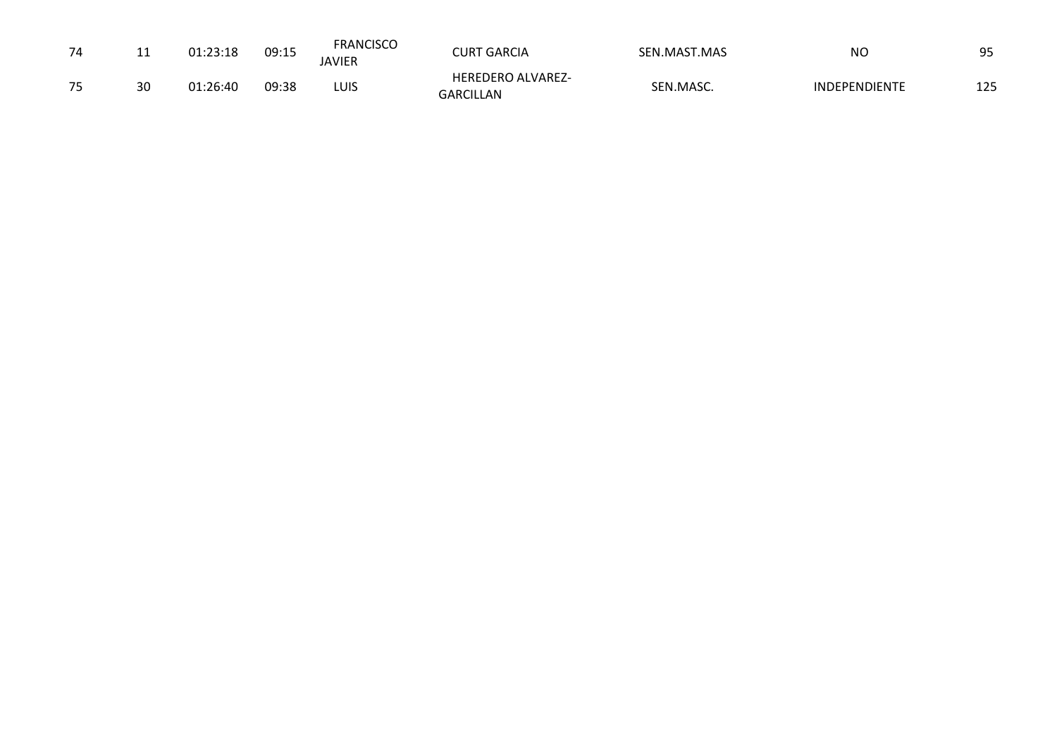| | | | | | | | | |
|---|---|---|---|---|---|---|---|---|
| 74 | 11 | 01:23:18 | 09:15 | FRANCISCO JAVIER | CURT GARCIA | SEN.MAST.MAS | NO | 95 |
| 75 | 30 | 01:26:40 | 09:38 | LUIS | HEREDERO ALVAREZ-GARCILLAN | SEN.MASC. | INDEPENDIENTE | 125 |